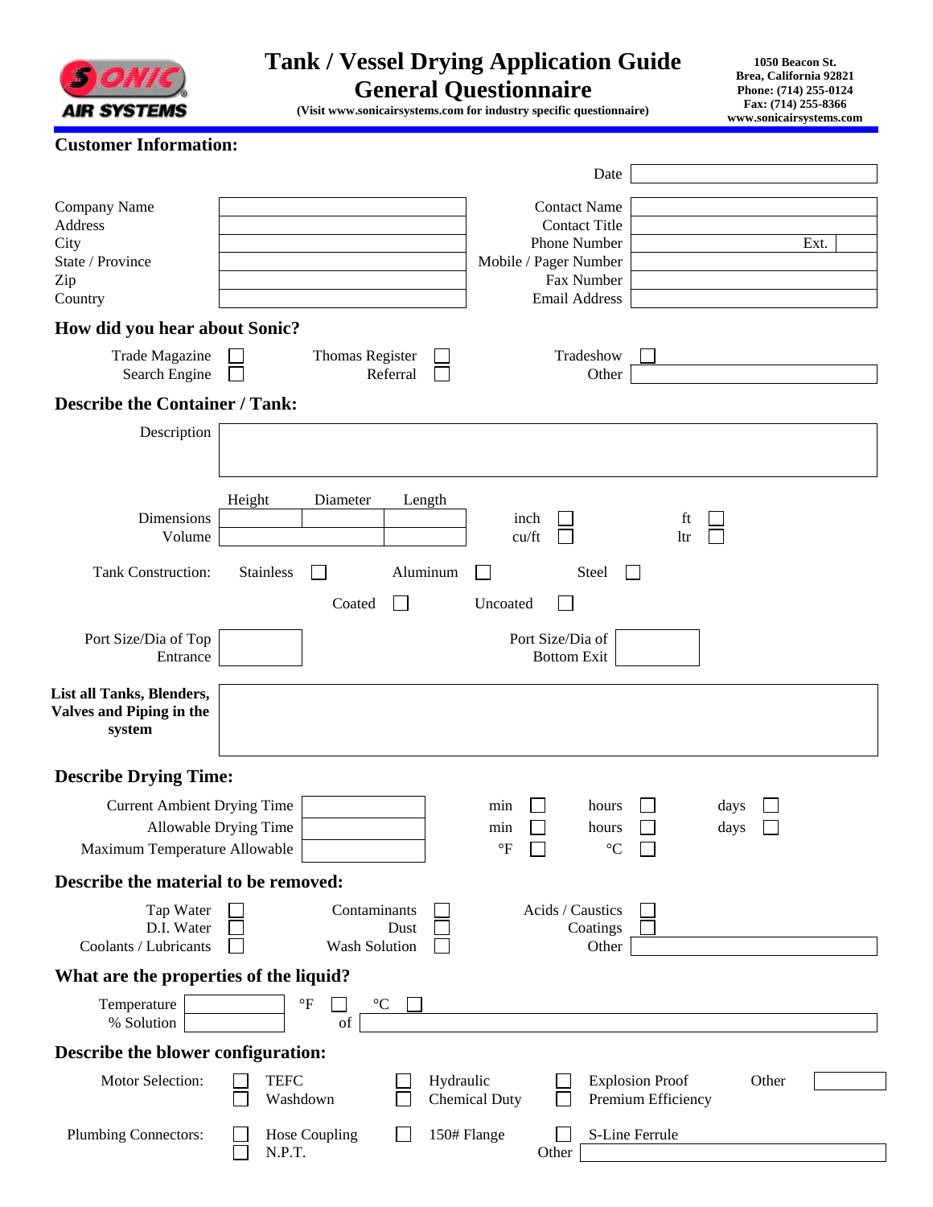SONIC AIR SYSTEMS

# Tank / Vessel Drying Application Guide
# General Questionnaire

**(Visit www.sonicairsystems.com for industry specific questionnaire)**

**1050 Beacon St.**
**Brea, California 92821**
**Phone: (714) 255-0124**
**Fax: (714) 255-8366**
**www.sonicairsystems.com**

## Customer Information:

Date: ______

| | | | |
|---|---|---|---|
| Company Name | | Contact Name | |
| Address | | Contact Title | |
| City | | Phone Number | Ext. |
| State / Province | | Mobile / Pager Number | |
| Zip | | Fax Number | |
| Country | | Email Address | |

## How did you hear about Sonic?

- Trade Magazine ☐
- Search Engine ☐
- Thomas Register ☐
- Referral ☐
- Tradeshow ☐
- Other ______

## Describe the Container / Tank:

Description: ______

| | Height | Diameter | Length | | |
|---|---|---|---|---|---|
| Dimensions | | | | inch ☐ | ft ☐ |
| Volume | | | | cu/ft ☐ | ltr ☐ |

Tank Construction: Stainless ☐ Aluminum ☐ Steel ☐

Coated ☐ Uncoated ☐

Port Size/Dia of Top Entrance ______ Port Size/Dia of Bottom Exit ______

**List all Tanks, Blenders, Valves and Piping in the system** ______

## Describe Drying Time:

| | | | | |
|---|---|---|---|---|
| Current Ambient Drying Time | | min ☐ | hours ☐ | days ☐ |
| Allowable Drying Time | | min ☐ | hours ☐ | days ☐ |
| Maximum Temperature Allowable | | °F ☐ | °C ☐ | |

## Describe the material to be removed:

- Tap Water ☐
- D.I. Water ☐
- Coolants / Lubricants ☐
- Contaminants ☐
- Dust ☐
- Wash Solution ☐
- Acids / Caustics ☐
- Coatings ☐
- Other ______

## What are the properties of the liquid?

Temperature ______ °F ☐ °C ☐

% Solution ______ of ______

## Describe the blower configuration:

Motor Selection:
- TEFC ☐
- Washdown ☐
- Hydraulic ☐
- Chemical Duty ☐
- Explosion Proof ☐
- Premium Efficiency ☐
- Other ______

Plumbing Connectors:
- Hose Coupling ☐
- N.P.T. ☐
- 150# Flange ☐
- S-Line Ferrule ☐
- Other ______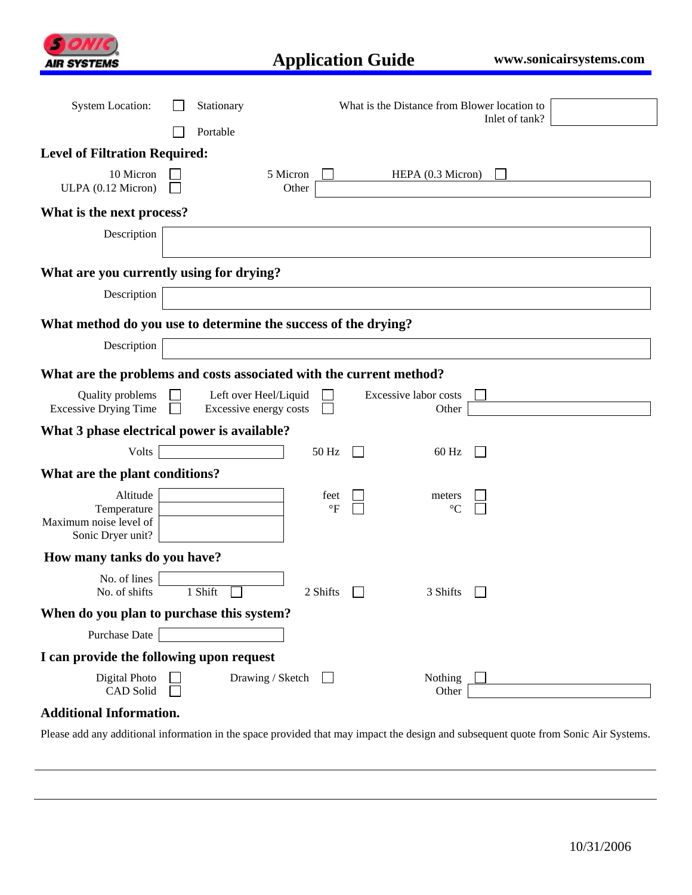# Application Guide

www.sonicairsystems.com

System Location: ☐ Stationary ☐ Portable

What is the Distance from Blower location to Inlet of tank?

## Level of Filtration Required:

10 Micron ☐ 5 Micron ☐ HEPA (0.3 Micron) ☐

ULPA (0.12 Micron) ☐ Other

## What is the next process?

Description

## What are you currently using for drying?

Description

## What method do you use to determine the success of the drying?

Description

## What are the problems and costs associated with the current method?

Quality problems ☐ Left over Heel/Liquid ☐ Excessive labor costs ☐

Excessive Drying Time ☐ Excessive energy costs ☐ Other

## What 3 phase electrical power is available?

Volts 50 Hz ☐ 60 Hz ☐

## What are the plant conditions?

Altitude feet ☐ meters ☐

Temperature °F ☐ °C ☐

Maximum noise level of Sonic Dryer unit?

## How many tanks do you have?

No. of lines

No. of shifts 1 Shift ☐ 2 Shifts ☐ 3 Shifts ☐

## When do you plan to purchase this system?

Purchase Date

## I can provide the following upon request

Digital Photo ☐ Drawing / Sketch ☐ Nothing ☐

CAD Solid ☐ Other

## Additional Information.

Please add any additional information in the space provided that may impact the design and subsequent quote from Sonic Air Systems.

10/31/2006